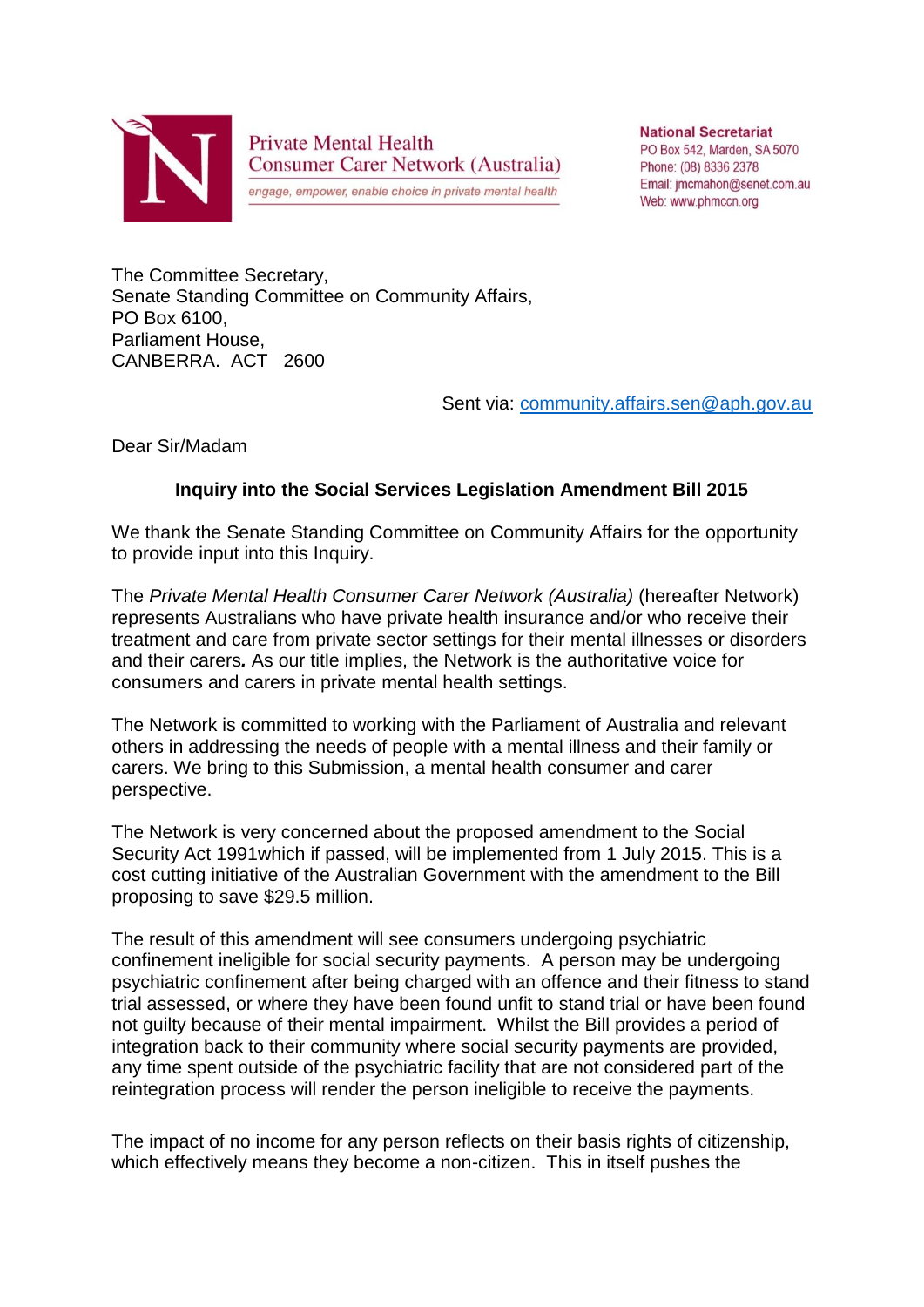Private Mental Health Consumer Carer Network (Australia)

*engage, empower, enable choice in private mental health*

**National Secretariat**
PO Box 542, Marden, SA 5070
Phone: (08) 8336 2378
Email: jmcmahon@senet.com.au
Web: www.phmccn.org

The Committee Secretary,
Senate Standing Committee on Community Affairs,
PO Box 6100,
Parliament House,
CANBERRA. ACT 2600

Sent via: community.affairs.sen@aph.gov.au

Dear Sir/Madam

**Inquiry into the Social Services Legislation Amendment Bill 2015**

We thank the Senate Standing Committee on Community Affairs for the opportunity to provide input into this Inquiry.

The *Private Mental Health Consumer Carer Network (Australia)* (hereafter Network) represents Australians who have private health insurance and/or who receive their treatment and care from private sector settings for their mental illnesses or disorders and their carers**.** As our title implies, the Network is the authoritative voice for consumers and carers in private mental health settings.

The Network is committed to working with the Parliament of Australia and relevant others in addressing the needs of people with a mental illness and their family or carers. We bring to this Submission, a mental health consumer and carer perspective.

The Network is very concerned about the proposed amendment to the Social Security Act 1991which if passed, will be implemented from 1 July 2015. This is a cost cutting initiative of the Australian Government with the amendment to the Bill proposing to save $29.5 million.

The result of this amendment will see consumers undergoing psychiatric confinement ineligible for social security payments. A person may be undergoing psychiatric confinement after being charged with an offence and their fitness to stand trial assessed, or where they have been found unfit to stand trial or have been found not guilty because of their mental impairment. Whilst the Bill provides a period of integration back to their community where social security payments are provided, any time spent outside of the psychiatric facility that are not considered part of the reintegration process will render the person ineligible to receive the payments.

The impact of no income for any person reflects on their basis rights of citizenship, which effectively means they become a non-citizen. This in itself pushes the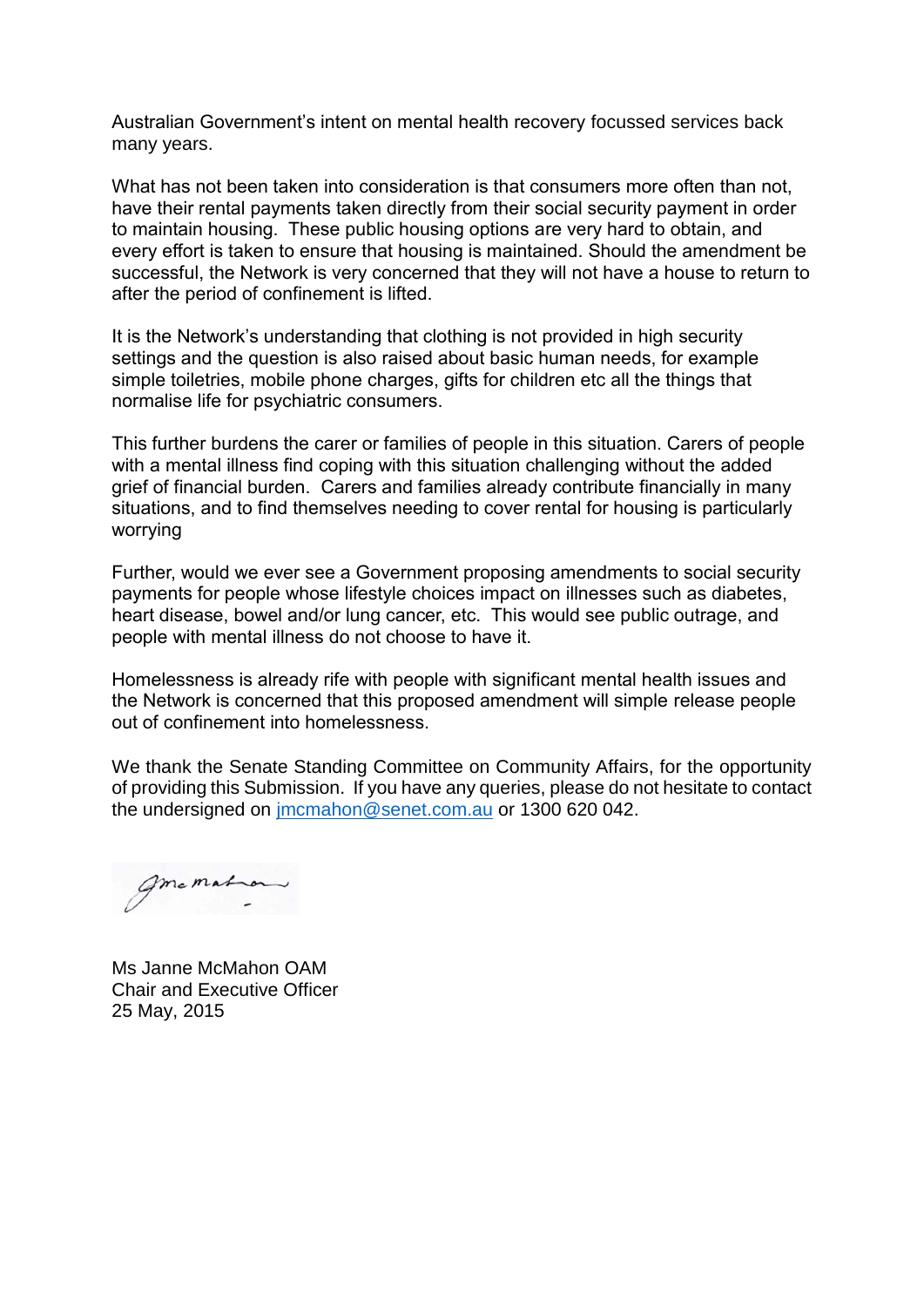Australian Government's intent on mental health recovery focussed services back many years.

What has not been taken into consideration is that consumers more often than not, have their rental payments taken directly from their social security payment in order to maintain housing. These public housing options are very hard to obtain, and every effort is taken to ensure that housing is maintained. Should the amendment be successful, the Network is very concerned that they will not have a house to return to after the period of confinement is lifted.

It is the Network's understanding that clothing is not provided in high security settings and the question is also raised about basic human needs, for example simple toiletries, mobile phone charges, gifts for children etc all the things that normalise life for psychiatric consumers.

This further burdens the carer or families of people in this situation. Carers of people with a mental illness find coping with this situation challenging without the added grief of financial burden. Carers and families already contribute financially in many situations, and to find themselves needing to cover rental for housing is particularly worrying

Further, would we ever see a Government proposing amendments to social security payments for people whose lifestyle choices impact on illnesses such as diabetes, heart disease, bowel and/or lung cancer, etc. This would see public outrage, and people with mental illness do not choose to have it.

Homelessness is already rife with people with significant mental health issues and the Network is concerned that this proposed amendment will simple release people out of confinement into homelessness.

We thank the Senate Standing Committee on Community Affairs, for the opportunity of providing this Submission. If you have any queries, please do not hesitate to contact the undersigned on jmcmahon@senet.com.au or 1300 620 042.

Ms Janne McMahon OAM
Chair and Executive Officer
25 May, 2015